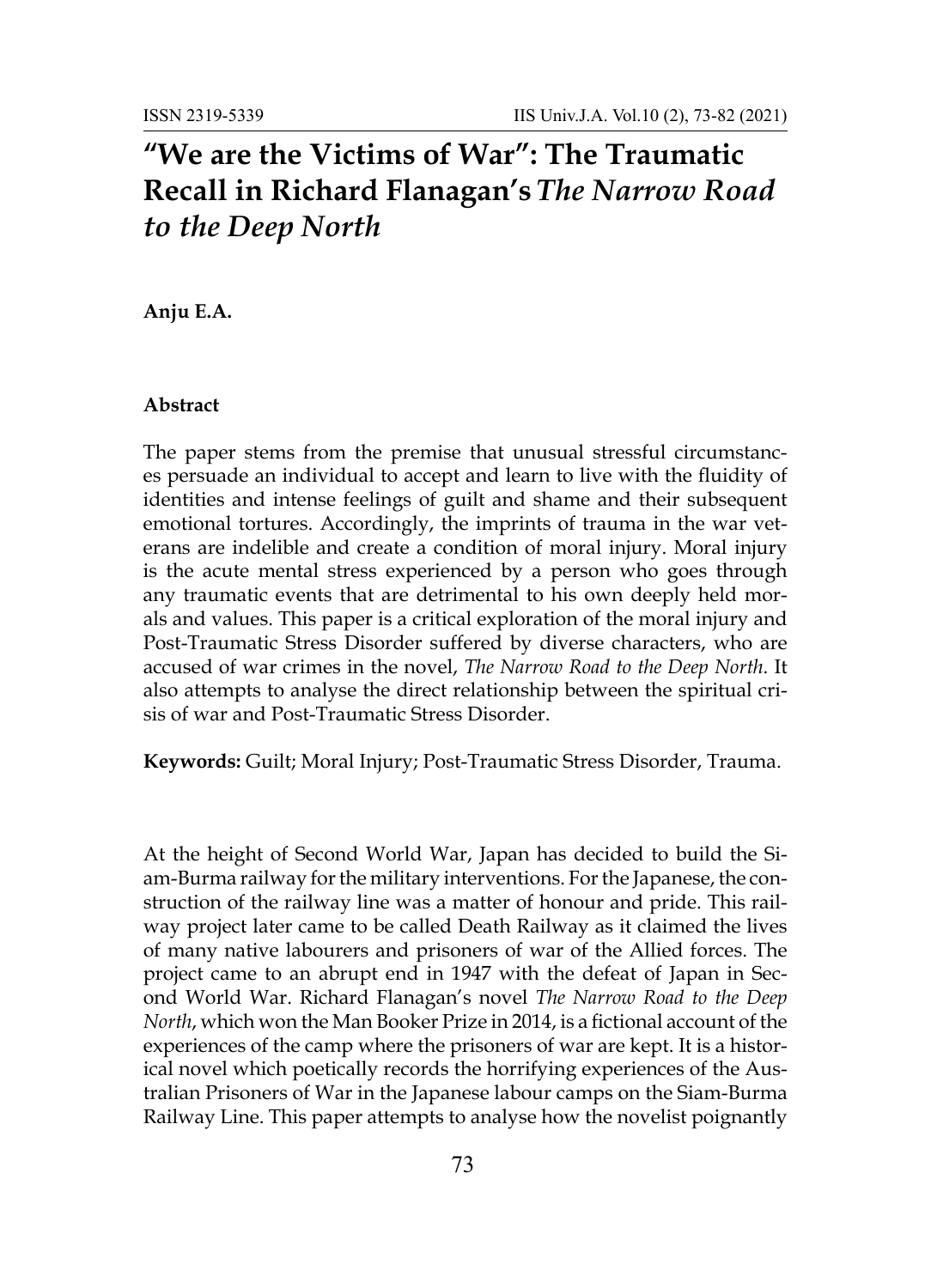# "We are the Victims of War": The Traumatic Recall in Richard Flanagan's *The Narrow Road to the Deep North*

**Anju E.A.**

**Abstract**

The paper stems from the premise that unusual stressful circumstances persuade an individual to accept and learn to live with the fluidity of identities and intense feelings of guilt and shame and their subsequent emotional tortures. Accordingly, the imprints of trauma in the war veterans are indelible and create a condition of moral injury. Moral injury is the acute mental stress experienced by a person who goes through any traumatic events that are detrimental to his own deeply held morals and values. This paper is a critical exploration of the moral injury and Post-Traumatic Stress Disorder suffered by diverse characters, who are accused of war crimes in the novel, *The Narrow Road to the Deep North*. It also attempts to analyse the direct relationship between the spiritual crisis of war and Post-Traumatic Stress Disorder.

**Keywords:** Guilt; Moral Injury; Post-Traumatic Stress Disorder, Trauma.

At the height of Second World War, Japan has decided to build the Siam-Burma railway for the military interventions. For the Japanese, the construction of the railway line was a matter of honour and pride. This railway project later came to be called Death Railway as it claimed the lives of many native labourers and prisoners of war of the Allied forces. The project came to an abrupt end in 1947 with the defeat of Japan in Second World War. Richard Flanagan's novel *The Narrow Road to the Deep North*, which won the Man Booker Prize in 2014, is a fictional account of the experiences of the camp where the prisoners of war are kept. It is a historical novel which poetically records the horrifying experiences of the Australian Prisoners of War in the Japanese labour camps on the Siam-Burma Railway Line. This paper attempts to analyse how the novelist poignantly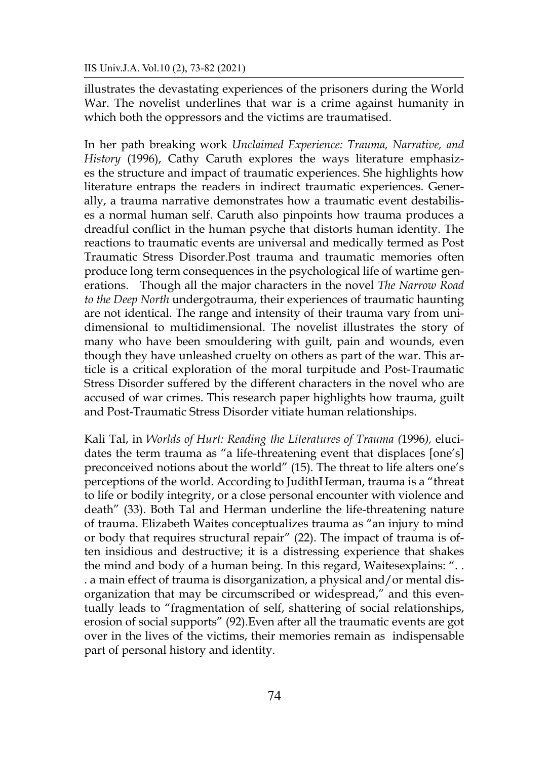illustrates the devastating experiences of the prisoners during the World War. The novelist underlines that war is a crime against humanity in which both the oppressors and the victims are traumatised.

In her path breaking work *Unclaimed Experience: Trauma, Narrative, and History* (1996), Cathy Caruth explores the ways literature emphasizes the structure and impact of traumatic experiences. She highlights how literature entraps the readers in indirect traumatic experiences. Generally, a trauma narrative demonstrates how a traumatic event destabilises a normal human self. Caruth also pinpoints how trauma produces a dreadful conflict in the human psyche that distorts human identity. The reactions to traumatic events are universal and medically termed as Post Traumatic Stress Disorder.Post trauma and traumatic memories often produce long term consequences in the psychological life of wartime generations. Though all the major characters in the novel *The Narrow Road to the Deep North* undergotrauma, their experiences of traumatic haunting are not identical. The range and intensity of their trauma vary from unidimensional to multidimensional. The novelist illustrates the story of many who have been smouldering with guilt, pain and wounds, even though they have unleashed cruelty on others as part of the war. This article is a critical exploration of the moral turpitude and Post-Traumatic Stress Disorder suffered by the different characters in the novel who are accused of war crimes. This research paper highlights how trauma, guilt and Post-Traumatic Stress Disorder vitiate human relationships.

Kali Tal, in *Worlds of Hurt: Reading the Literatures of Trauma (*1996*),* elucidates the term trauma as "a life-threatening event that displaces [one's] preconceived notions about the world" (15). The threat to life alters one's perceptions of the world. According to JudithHerman, trauma is a "threat to life or bodily integrity, or a close personal encounter with violence and death" (33). Both Tal and Herman underline the life-threatening nature of trauma. Elizabeth Waites conceptualizes trauma as "an injury to mind or body that requires structural repair" (22). The impact of trauma is often insidious and destructive; it is a distressing experience that shakes the mind and body of a human being. In this regard, Waitesexplains: ". . . a main effect of trauma is disorganization, a physical and/or mental disorganization that may be circumscribed or widespread," and this eventually leads to "fragmentation of self, shattering of social relationships, erosion of social supports" (92).Even after all the traumatic events are got over in the lives of the victims, their memories remain as indispensable part of personal history and identity.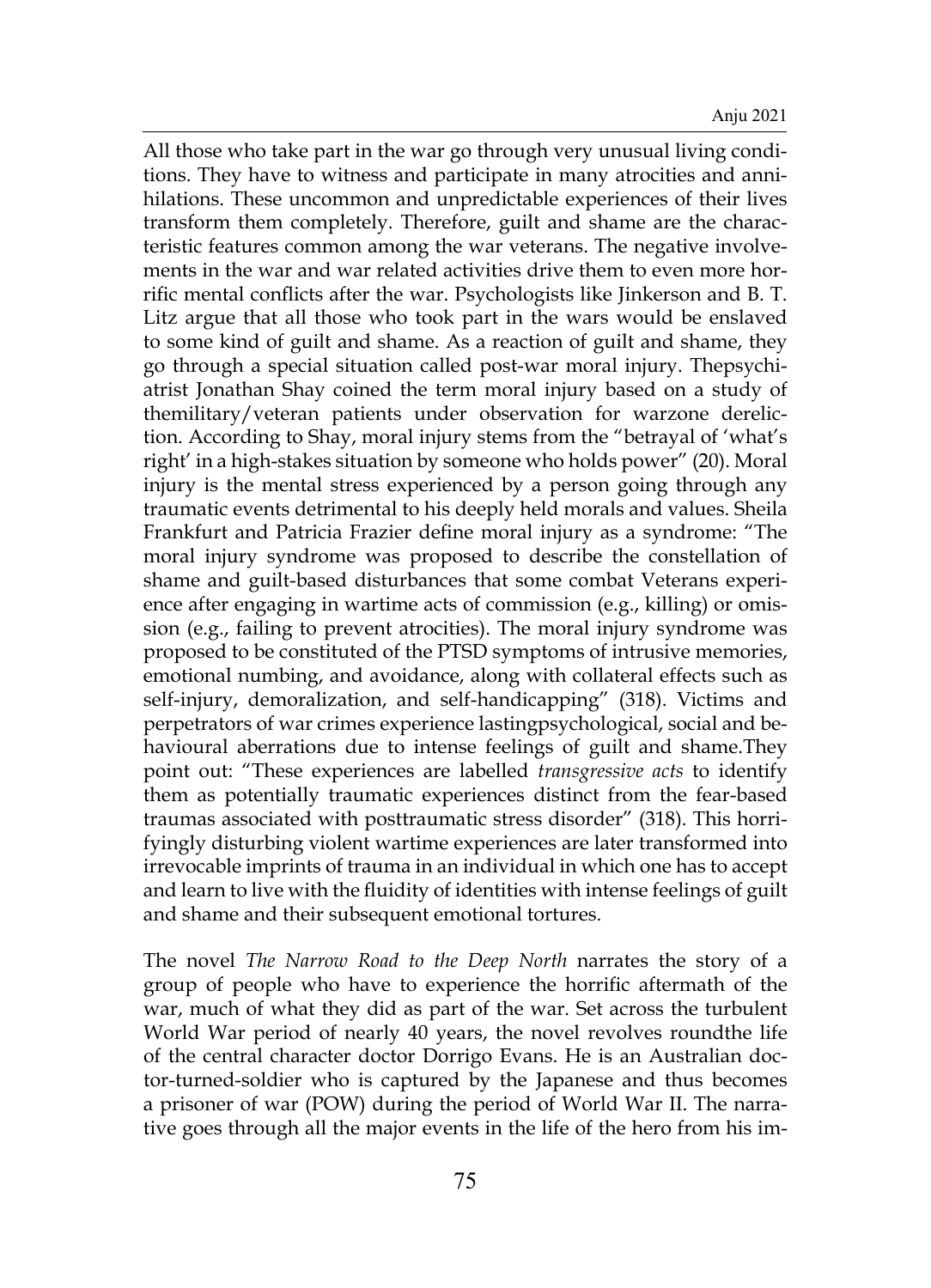All those who take part in the war go through very unusual living conditions. They have to witness and participate in many atrocities and annihilations. These uncommon and unpredictable experiences of their lives transform them completely. Therefore, guilt and shame are the characteristic features common among the war veterans. The negative involvements in the war and war related activities drive them to even more horrific mental conflicts after the war. Psychologists like Jinkerson and B. T. Litz argue that all those who took part in the wars would be enslaved to some kind of guilt and shame. As a reaction of guilt and shame, they go through a special situation called post-war moral injury. Thepsychiatrist Jonathan Shay coined the term moral injury based on a study of themilitary/veteran patients under observation for warzone dereliction. According to Shay, moral injury stems from the "betrayal of 'what's right' in a high-stakes situation by someone who holds power" (20). Moral injury is the mental stress experienced by a person going through any traumatic events detrimental to his deeply held morals and values. Sheila Frankfurt and Patricia Frazier define moral injury as a syndrome: "The moral injury syndrome was proposed to describe the constellation of shame and guilt-based disturbances that some combat Veterans experience after engaging in wartime acts of commission (e.g., killing) or omission (e.g., failing to prevent atrocities). The moral injury syndrome was proposed to be constituted of the PTSD symptoms of intrusive memories, emotional numbing, and avoidance, along with collateral effects such as self-injury, demoralization, and self-handicapping" (318). Victims and perpetrators of war crimes experience lastingpsychological, social and behavioural aberrations due to intense feelings of guilt and shame.They point out: "These experiences are labelled *transgressive acts* to identify them as potentially traumatic experiences distinct from the fear-based traumas associated with posttraumatic stress disorder" (318). This horrifyingly disturbing violent wartime experiences are later transformed into irrevocable imprints of trauma in an individual in which one has to accept and learn to live with the fluidity of identities with intense feelings of guilt and shame and their subsequent emotional tortures.

The novel *The Narrow Road to the Deep North* narrates the story of a group of people who have to experience the horrific aftermath of the war, much of what they did as part of the war. Set across the turbulent World War period of nearly 40 years, the novel revolves roundthe life of the central character doctor Dorrigo Evans. He is an Australian doctor-turned-soldier who is captured by the Japanese and thus becomes a prisoner of war (POW) during the period of World War II. The narrative goes through all the major events in the life of the hero from his im-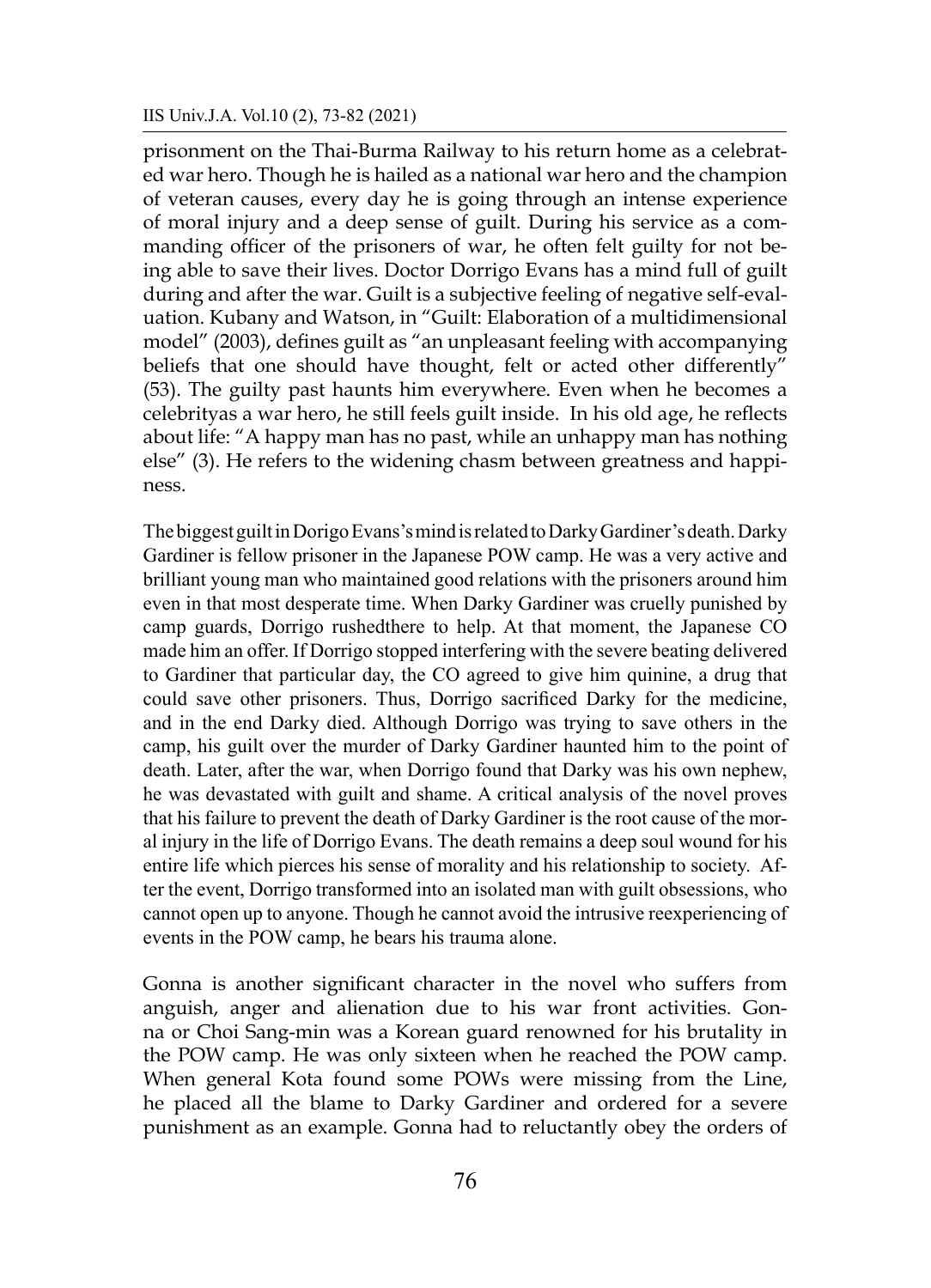prisonment on the Thai-Burma Railway to his return home as a celebrated war hero. Though he is hailed as a national war hero and the champion of veteran causes, every day he is going through an intense experience of moral injury and a deep sense of guilt. During his service as a commanding officer of the prisoners of war, he often felt guilty for not being able to save their lives. Doctor Dorrigo Evans has a mind full of guilt during and after the war. Guilt is a subjective feeling of negative self-evaluation. Kubany and Watson, in "Guilt: Elaboration of a multidimensional model" (2003), defines guilt as "an unpleasant feeling with accompanying beliefs that one should have thought, felt or acted other differently" (53). The guilty past haunts him everywhere. Even when he becomes a celebrityas a war hero, he still feels guilt inside. In his old age, he reflects about life: "A happy man has no past, while an unhappy man has nothing else" (3). He refers to the widening chasm between greatness and happiness.

The biggest guilt in Dorigo Evans's mind is related to Darky Gardiner's death. Darky Gardiner is fellow prisoner in the Japanese POW camp. He was a very active and brilliant young man who maintained good relations with the prisoners around him even in that most desperate time. When Darky Gardiner was cruelly punished by camp guards, Dorrigo rushedthere to help. At that moment, the Japanese CO made him an offer. If Dorrigo stopped interfering with the severe beating delivered to Gardiner that particular day, the CO agreed to give him quinine, a drug that could save other prisoners. Thus, Dorrigo sacrificed Darky for the medicine, and in the end Darky died. Although Dorrigo was trying to save others in the camp, his guilt over the murder of Darky Gardiner haunted him to the point of death. Later, after the war, when Dorrigo found that Darky was his own nephew, he was devastated with guilt and shame. A critical analysis of the novel proves that his failure to prevent the death of Darky Gardiner is the root cause of the moral injury in the life of Dorrigo Evans. The death remains a deep soul wound for his entire life which pierces his sense of morality and his relationship to society. After the event, Dorrigo transformed into an isolated man with guilt obsessions, who cannot open up to anyone. Though he cannot avoid the intrusive reexperiencing of events in the POW camp, he bears his trauma alone.

Gonna is another significant character in the novel who suffers from anguish, anger and alienation due to his war front activities. Gonna or Choi Sang-min was a Korean guard renowned for his brutality in the POW camp. He was only sixteen when he reached the POW camp. When general Kota found some POWs were missing from the Line, he placed all the blame to Darky Gardiner and ordered for a severe punishment as an example. Gonna had to reluctantly obey the orders of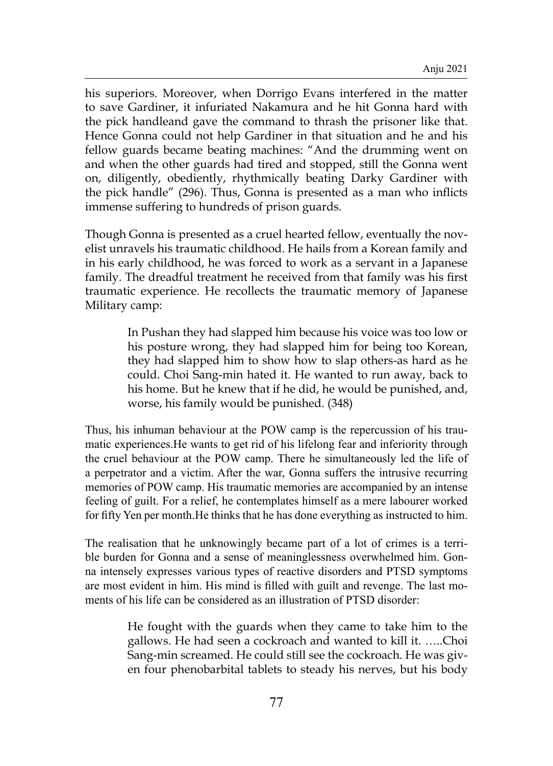his superiors. Moreover, when Dorrigo Evans interfered in the matter to save Gardiner, it infuriated Nakamura and he hit Gonna hard with the pick handleand gave the command to thrash the prisoner like that. Hence Gonna could not help Gardiner in that situation and he and his fellow guards became beating machines: "And the drumming went on and when the other guards had tired and stopped, still the Gonna went on, diligently, obediently, rhythmically beating Darky Gardiner with the pick handle" (296). Thus, Gonna is presented as a man who inflicts immense suffering to hundreds of prison guards.

Though Gonna is presented as a cruel hearted fellow, eventually the novelist unravels his traumatic childhood. He hails from a Korean family and in his early childhood, he was forced to work as a servant in a Japanese family. The dreadful treatment he received from that family was his first traumatic experience. He recollects the traumatic memory of Japanese Military camp:

> In Pushan they had slapped him because his voice was too low or his posture wrong, they had slapped him for being too Korean, they had slapped him to show how to slap others-as hard as he could. Choi Sang-min hated it. He wanted to run away, back to his home. But he knew that if he did, he would be punished, and, worse, his family would be punished. (348)

Thus, his inhuman behaviour at the POW camp is the repercussion of his traumatic experiences.He wants to get rid of his lifelong fear and inferiority through the cruel behaviour at the POW camp. There he simultaneously led the life of a perpetrator and a victim. After the war, Gonna suffers the intrusive recurring memories of POW camp. His traumatic memories are accompanied by an intense feeling of guilt. For a relief, he contemplates himself as a mere labourer worked for fifty Yen per month.He thinks that he has done everything as instructed to him.

The realisation that he unknowingly became part of a lot of crimes is a terrible burden for Gonna and a sense of meaninglessness overwhelmed him. Gonna intensely expresses various types of reactive disorders and PTSD symptoms are most evident in him. His mind is filled with guilt and revenge. The last moments of his life can be considered as an illustration of PTSD disorder:

> He fought with the guards when they came to take him to the gallows. He had seen a cockroach and wanted to kill it. …..Choi Sang-min screamed. He could still see the cockroach. He was given four phenobarbital tablets to steady his nerves, but his body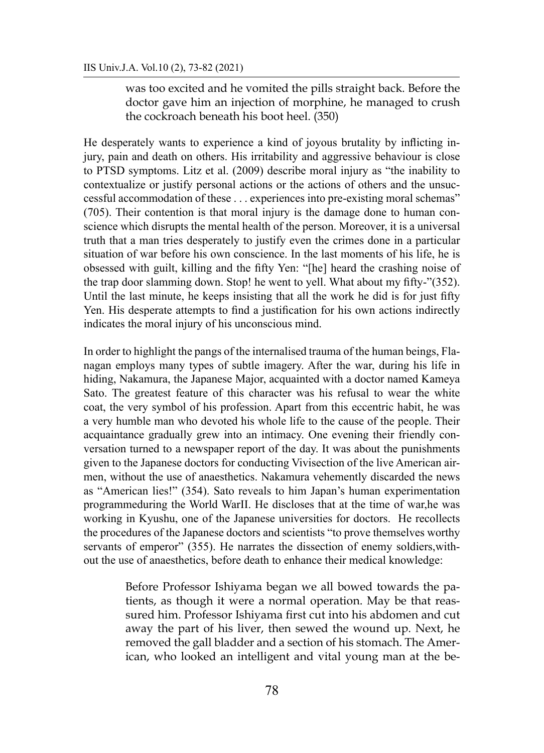> was too excited and he vomited the pills straight back. Before the doctor gave him an injection of morphine, he managed to crush the cockroach beneath his boot heel. (350)

He desperately wants to experience a kind of joyous brutality by inflicting injury, pain and death on others. His irritability and aggressive behaviour is close to PTSD symptoms. Litz et al. (2009) describe moral injury as "the inability to contextualize or justify personal actions or the actions of others and the unsuccessful accommodation of these . . . experiences into pre-existing moral schemas" (705). Their contention is that moral injury is the damage done to human conscience which disrupts the mental health of the person. Moreover, it is a universal truth that a man tries desperately to justify even the crimes done in a particular situation of war before his own conscience. In the last moments of his life, he is obsessed with guilt, killing and the fifty Yen: "[he] heard the crashing noise of the trap door slamming down. Stop! he went to yell. What about my fifty-"(352). Until the last minute, he keeps insisting that all the work he did is for just fifty Yen. His desperate attempts to find a justification for his own actions indirectly indicates the moral injury of his unconscious mind.

In order to highlight the pangs of the internalised trauma of the human beings, Flanagan employs many types of subtle imagery. After the war, during his life in hiding, Nakamura, the Japanese Major, acquainted with a doctor named Kameya Sato. The greatest feature of this character was his refusal to wear the white coat, the very symbol of his profession. Apart from this eccentric habit, he was a very humble man who devoted his whole life to the cause of the people. Their acquaintance gradually grew into an intimacy. One evening their friendly conversation turned to a newspaper report of the day. It was about the punishments given to the Japanese doctors for conducting Vivisection of the live American airmen, without the use of anaesthetics. Nakamura vehemently discarded the news as "American lies!" (354). Sato reveals to him Japan's human experimentation programmeduring the World WarII. He discloses that at the time of war,he was working in Kyushu, one of the Japanese universities for doctors. He recollects the procedures of the Japanese doctors and scientists "to prove themselves worthy servants of emperor" (355). He narrates the dissection of enemy soldiers,without the use of anaesthetics, before death to enhance their medical knowledge:

> Before Professor Ishiyama began we all bowed towards the patients, as though it were a normal operation. May be that reassured him. Professor Ishiyama first cut into his abdomen and cut away the part of his liver, then sewed the wound up. Next, he removed the gall bladder and a section of his stomach. The American, who looked an intelligent and vital young man at the be-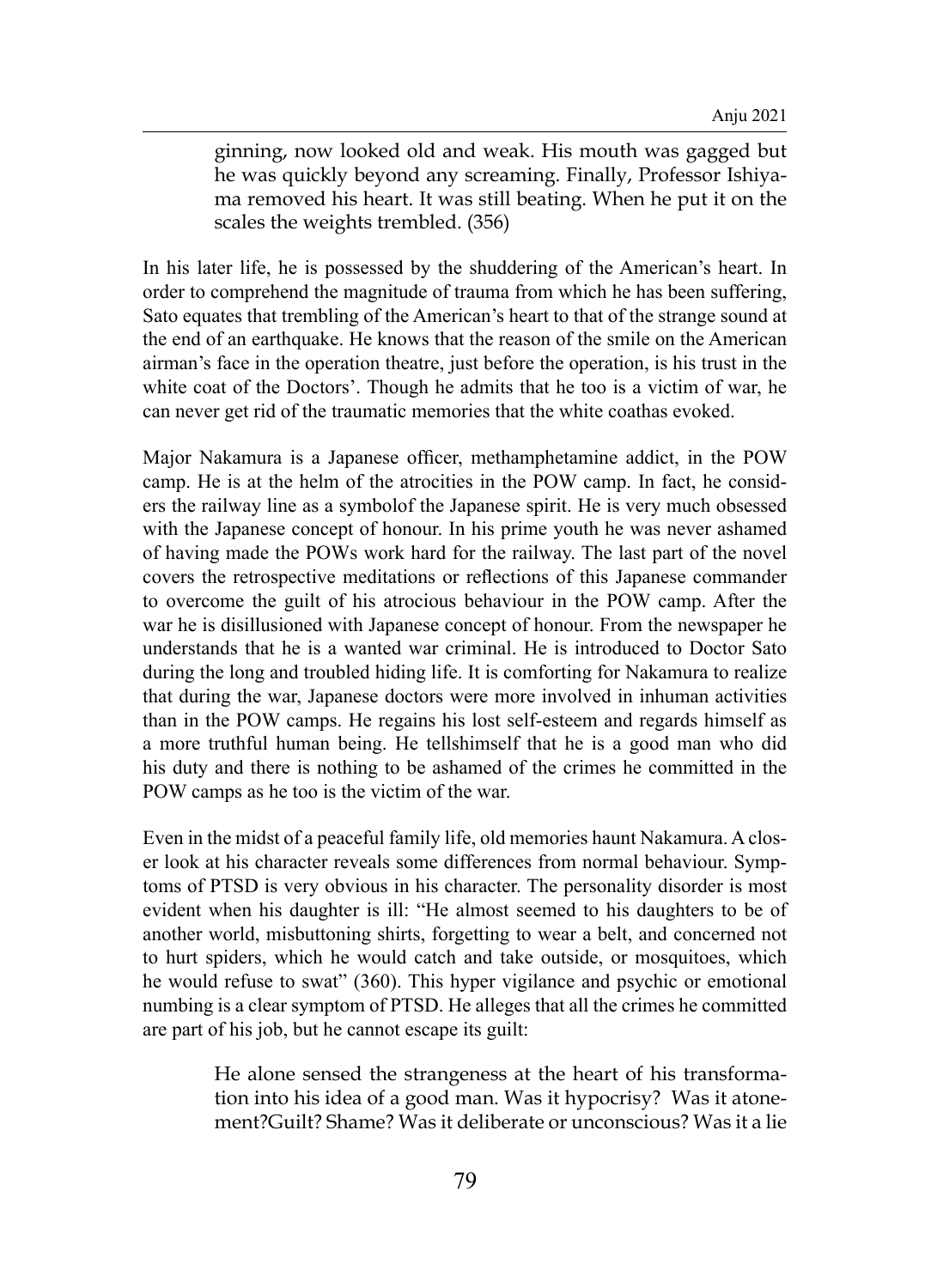> ginning, now looked old and weak. His mouth was gagged but he was quickly beyond any screaming. Finally, Professor Ishiyama removed his heart. It was still beating. When he put it on the scales the weights trembled. (356)

In his later life, he is possessed by the shuddering of the American's heart. In order to comprehend the magnitude of trauma from which he has been suffering, Sato equates that trembling of the American's heart to that of the strange sound at the end of an earthquake. He knows that the reason of the smile on the American airman's face in the operation theatre, just before the operation, is his trust in the white coat of the Doctors'. Though he admits that he too is a victim of war, he can never get rid of the traumatic memories that the white coathas evoked.

Major Nakamura is a Japanese officer, methamphetamine addict, in the POW camp. He is at the helm of the atrocities in the POW camp. In fact, he considers the railway line as a symbolof the Japanese spirit. He is very much obsessed with the Japanese concept of honour. In his prime youth he was never ashamed of having made the POWs work hard for the railway. The last part of the novel covers the retrospective meditations or reflections of this Japanese commander to overcome the guilt of his atrocious behaviour in the POW camp. After the war he is disillusioned with Japanese concept of honour. From the newspaper he understands that he is a wanted war criminal. He is introduced to Doctor Sato during the long and troubled hiding life. It is comforting for Nakamura to realize that during the war, Japanese doctors were more involved in inhuman activities than in the POW camps. He regains his lost self-esteem and regards himself as a more truthful human being. He tellshimself that he is a good man who did his duty and there is nothing to be ashamed of the crimes he committed in the POW camps as he too is the victim of the war.

Even in the midst of a peaceful family life, old memories haunt Nakamura. A closer look at his character reveals some differences from normal behaviour. Symptoms of PTSD is very obvious in his character. The personality disorder is most evident when his daughter is ill: "He almost seemed to his daughters to be of another world, misbuttoning shirts, forgetting to wear a belt, and concerned not to hurt spiders, which he would catch and take outside, or mosquitoes, which he would refuse to swat" (360). This hyper vigilance and psychic or emotional numbing is a clear symptom of PTSD. He alleges that all the crimes he committed are part of his job, but he cannot escape its guilt:

> He alone sensed the strangeness at the heart of his transformation into his idea of a good man. Was it hypocrisy? Was it atonement?Guilt? Shame? Was it deliberate or unconscious? Was it a lie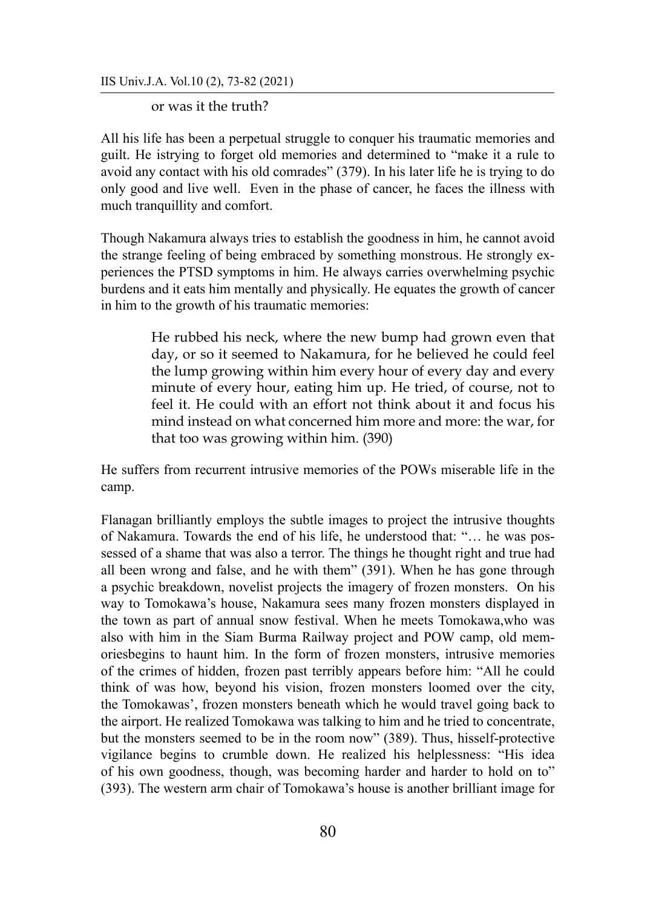> or was it the truth?

All his life has been a perpetual struggle to conquer his traumatic memories and guilt. He istrying to forget old memories and determined to "make it a rule to avoid any contact with his old comrades" (379). In his later life he is trying to do only good and live well. Even in the phase of cancer, he faces the illness with much tranquillity and comfort.

Though Nakamura always tries to establish the goodness in him, he cannot avoid the strange feeling of being embraced by something monstrous. He strongly experiences the PTSD symptoms in him. He always carries overwhelming psychic burdens and it eats him mentally and physically. He equates the growth of cancer in him to the growth of his traumatic memories:

> He rubbed his neck, where the new bump had grown even that day, or so it seemed to Nakamura, for he believed he could feel the lump growing within him every hour of every day and every minute of every hour, eating him up. He tried, of course, not to feel it. He could with an effort not think about it and focus his mind instead on what concerned him more and more: the war, for that too was growing within him. (390)

He suffers from recurrent intrusive memories of the POWs miserable life in the camp.

Flanagan brilliantly employs the subtle images to project the intrusive thoughts of Nakamura. Towards the end of his life, he understood that: "… he was possessed of a shame that was also a terror. The things he thought right and true had all been wrong and false, and he with them" (391). When he has gone through a psychic breakdown, novelist projects the imagery of frozen monsters. On his way to Tomokawa's house, Nakamura sees many frozen monsters displayed in the town as part of annual snow festival. When he meets Tomokawa,who was also with him in the Siam Burma Railway project and POW camp, old memoriesbegins to haunt him. In the form of frozen monsters, intrusive memories of the crimes of hidden, frozen past terribly appears before him: "All he could think of was how, beyond his vision, frozen monsters loomed over the city, the Tomokawas', frozen monsters beneath which he would travel going back to the airport. He realized Tomokawa was talking to him and he tried to concentrate, but the monsters seemed to be in the room now" (389). Thus, hisself-protective vigilance begins to crumble down. He realized his helplessness: "His idea of his own goodness, though, was becoming harder and harder to hold on to" (393). The western arm chair of Tomokawa's house is another brilliant image for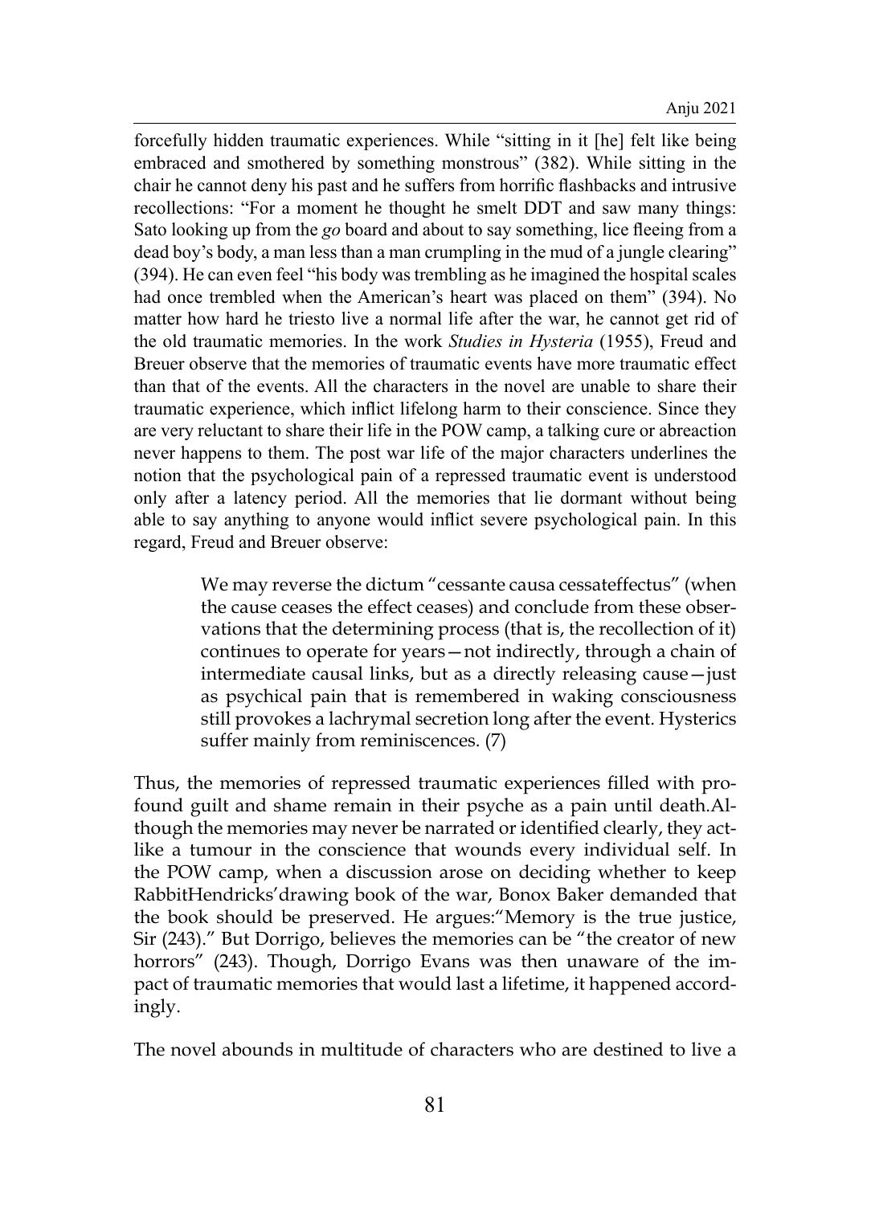forcefully hidden traumatic experiences. While "sitting in it [he] felt like being embraced and smothered by something monstrous" (382). While sitting in the chair he cannot deny his past and he suffers from horrific flashbacks and intrusive recollections: "For a moment he thought he smelt DDT and saw many things: Sato looking up from the *go* board and about to say something, lice fleeing from a dead boy's body, a man less than a man crumpling in the mud of a jungle clearing" (394). He can even feel "his body was trembling as he imagined the hospital scales had once trembled when the American's heart was placed on them" (394). No matter how hard he triesto live a normal life after the war, he cannot get rid of the old traumatic memories. In the work *Studies in Hysteria* (1955), Freud and Breuer observe that the memories of traumatic events have more traumatic effect than that of the events. All the characters in the novel are unable to share their traumatic experience, which inflict lifelong harm to their conscience. Since they are very reluctant to share their life in the POW camp, a talking cure or abreaction never happens to them. The post war life of the major characters underlines the notion that the psychological pain of a repressed traumatic event is understood only after a latency period. All the memories that lie dormant without being able to say anything to anyone would inflict severe psychological pain. In this regard, Freud and Breuer observe:

> We may reverse the dictum "cessante causa cessateffectus" (when the cause ceases the effect ceases) and conclude from these observations that the determining process (that is, the recollection of it) continues to operate for years—not indirectly, through a chain of intermediate causal links, but as a directly releasing cause—just as psychical pain that is remembered in waking consciousness still provokes a lachrymal secretion long after the event. Hysterics suffer mainly from reminiscences. (7)

Thus, the memories of repressed traumatic experiences filled with profound guilt and shame remain in their psyche as a pain until death.Although the memories may never be narrated or identified clearly, they actlike a tumour in the conscience that wounds every individual self. In the POW camp, when a discussion arose on deciding whether to keep RabbitHendricks'drawing book of the war, Bonox Baker demanded that the book should be preserved. He argues:"Memory is the true justice, Sir (243)." But Dorrigo, believes the memories can be "the creator of new horrors" (243). Though, Dorrigo Evans was then unaware of the impact of traumatic memories that would last a lifetime, it happened accordingly.

The novel abounds in multitude of characters who are destined to live a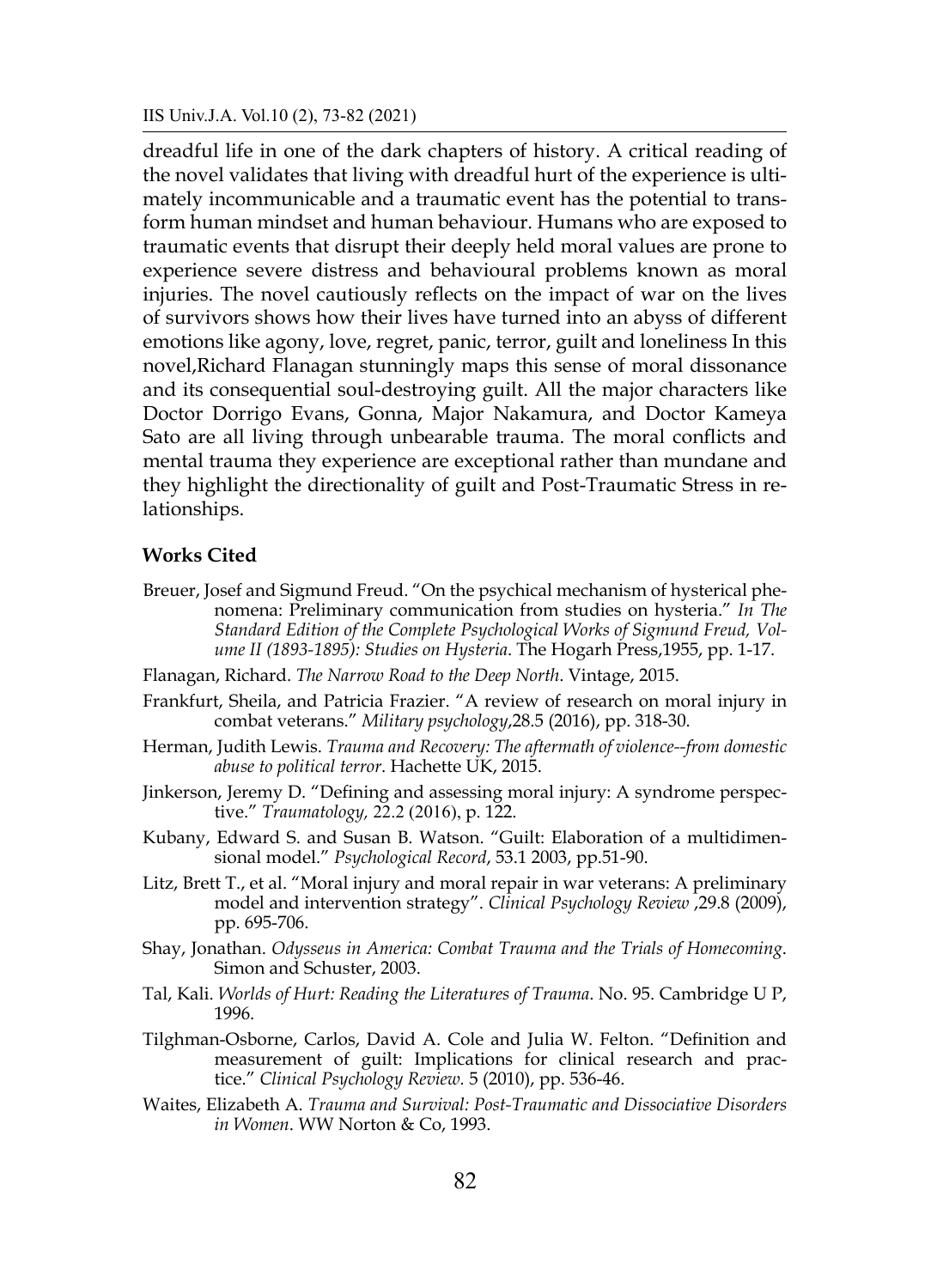dreadful life in one of the dark chapters of history. A critical reading of the novel validates that living with dreadful hurt of the experience is ultimately incommunicable and a traumatic event has the potential to transform human mindset and human behaviour. Humans who are exposed to traumatic events that disrupt their deeply held moral values are prone to experience severe distress and behavioural problems known as moral injuries. The novel cautiously reflects on the impact of war on the lives of survivors shows how their lives have turned into an abyss of different emotions like agony, love, regret, panic, terror, guilt and loneliness In this novel,Richard Flanagan stunningly maps this sense of moral dissonance and its consequential soul-destroying guilt. All the major characters like Doctor Dorrigo Evans, Gonna, Major Nakamura, and Doctor Kameya Sato are all living through unbearable trauma. The moral conflicts and mental trauma they experience are exceptional rather than mundane and they highlight the directionality of guilt and Post-Traumatic Stress in relationships.

**Works Cited**

Breuer, Josef and Sigmund Freud. "On the psychical mechanism of hysterical phenomena: Preliminary communication from studies on hysteria." *In The Standard Edition of the Complete Psychological Works of Sigmund Freud, Volume II (1893-1895): Studies on Hysteria*. The Hogarh Press,1955, pp. 1-17.

Flanagan, Richard. *The Narrow Road to the Deep North*. Vintage, 2015.

Frankfurt, Sheila, and Patricia Frazier. "A review of research on moral injury in combat veterans." *Military psychology*,28.5 (2016), pp. 318-30.

Herman, Judith Lewis. *Trauma and Recovery: The aftermath of violence--from domestic abuse to political terror*. Hachette UK, 2015.

Jinkerson, Jeremy D. "Defining and assessing moral injury: A syndrome perspective." *Traumatology,* 22.2 (2016), p. 122.

Kubany, Edward S. and Susan B. Watson. "Guilt: Elaboration of a multidimensional model." *Psychological Record*, 53.1 2003, pp.51-90.

Litz, Brett T., et al. "Moral injury and moral repair in war veterans: A preliminary model and intervention strategy". *Clinical Psychology Review* ,29.8 (2009), pp. 695-706.

Shay, Jonathan. *Odysseus in America: Combat Trauma and the Trials of Homecoming*. Simon and Schuster, 2003.

Tal, Kali. *Worlds of Hurt: Reading the Literatures of Trauma*. No. 95. Cambridge U P, 1996.

Tilghman-Osborne, Carlos, David A. Cole and Julia W. Felton. "Definition and measurement of guilt: Implications for clinical research and practice." *Clinical Psychology Review.* 5 (2010), pp. 536-46.

Waites, Elizabeth A. *Trauma and Survival: Post-Traumatic and Dissociative Disorders in Women*. WW Norton & Co, 1993.